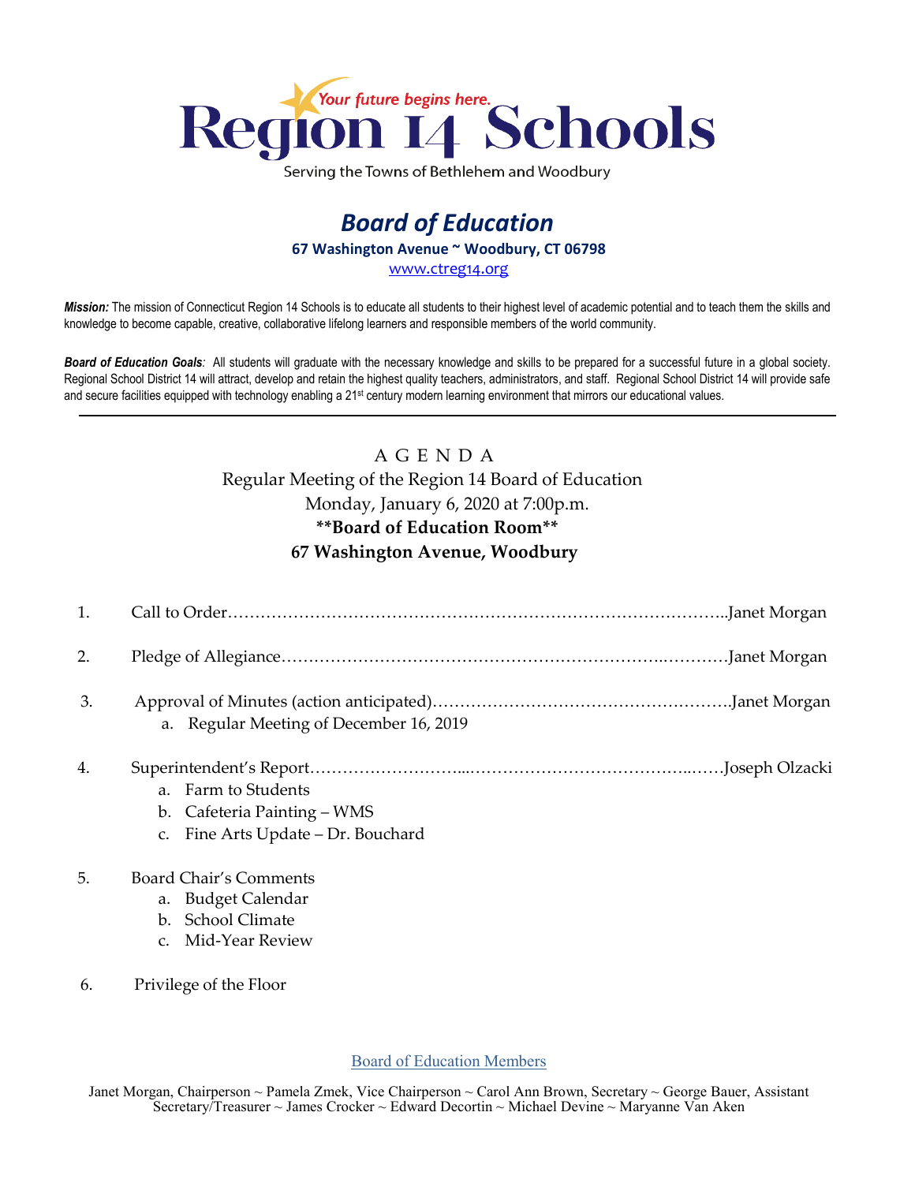# Region 14 Schools

*Your future begins here.*

Serving the Towns of Bethlehem and Woodbury

## *Board of Education*

**67 Washington Avenue ~ Woodbury, CT 06798**

www.ctreg14.org

***Mission:*** The mission of Connecticut Region 14 Schools is to educate all students to their highest level of academic potential and to teach them the skills and knowledge to become capable, creative, collaborative lifelong learners and responsible members of the world community.

***Board of Education Goals:*** All students will graduate with the necessary knowledge and skills to be prepared for a successful future in a global society. Regional School District 14 will attract, develop and retain the highest quality teachers, administrators, and staff. Regional School District 14 will provide safe and secure facilities equipped with technology enabling a 21st century modern learning environment that mirrors our educational values.

---

A G E N D A

Regular Meeting of the Region 14 Board of Education

Monday, January 6, 2020 at 7:00p.m.

**\*\*Board of Education Room\*\***

**67 Washington Avenue, Woodbury**

1. Call to Order……………………………………………………………………………..Janet Morgan

2. Pledge of Allegiance…………………………………………………………..…………Janet Morgan

3. Approval of Minutes (action anticipated)……………………………………………….Janet Morgan
   a. Regular Meeting of December 16, 2019

4. Superintendent's Report………………………...………………………………….……Joseph Olzacki
   a. Farm to Students
   b. Cafeteria Painting – WMS
   c. Fine Arts Update – Dr. Bouchard

5. Board Chair's Comments
   a. Budget Calendar
   b. School Climate
   c. Mid-Year Review

6. Privilege of the Floor

Board of Education Members

Janet Morgan, Chairperson ~ Pamela Zmek, Vice Chairperson ~ Carol Ann Brown, Secretary ~ George Bauer, Assistant Secretary/Treasurer ~ James Crocker ~ Edward Decortin ~ Michael Devine ~ Maryanne Van Aken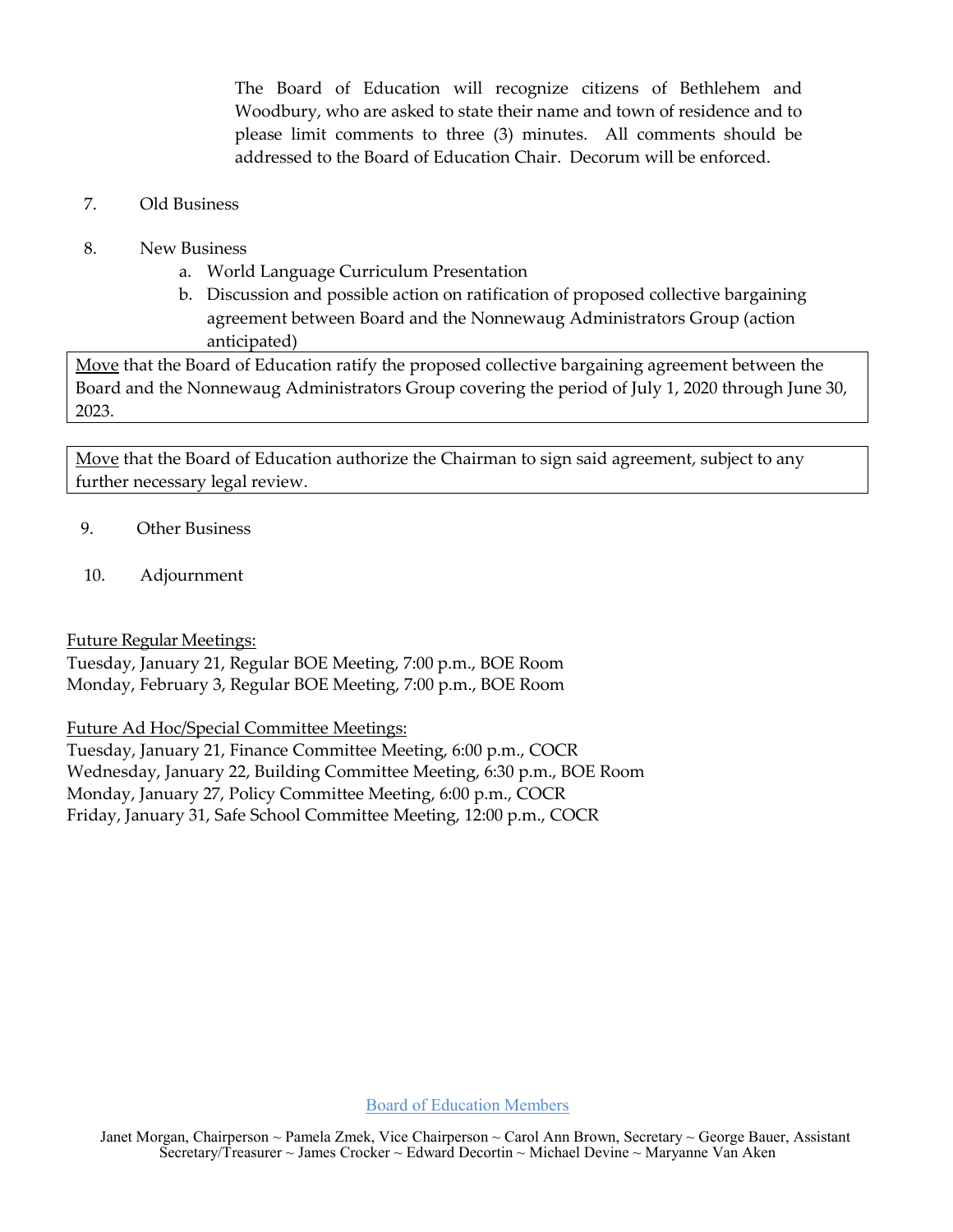The Board of Education will recognize citizens of Bethlehem and Woodbury, who are asked to state their name and town of residence and to please limit comments to three (3) minutes. All comments should be addressed to the Board of Education Chair. Decorum will be enforced.

7. Old Business

8. New Business
   a. World Language Curriculum Presentation
   b. Discussion and possible action on ratification of proposed collective bargaining agreement between Board and the Nonnewaug Administrators Group (action anticipated)

<u>Move</u> that the Board of Education ratify the proposed collective bargaining agreement between the Board and the Nonnewaug Administrators Group covering the period of July 1, 2020 through June 30, 2023.

<u>Move</u> that the Board of Education authorize the Chairman to sign said agreement, subject to any further necessary legal review.

9. Other Business

10. Adjournment

<u>Future Regular Meetings:</u>
Tuesday, January 21, Regular BOE Meeting, 7:00 p.m., BOE Room
Monday, February 3, Regular BOE Meeting, 7:00 p.m., BOE Room

<u>Future Ad Hoc/Special Committee Meetings:</u>
Tuesday, January 21, Finance Committee Meeting, 6:00 p.m., COCR
Wednesday, January 22, Building Committee Meeting, 6:30 p.m., BOE Room
Monday, January 27, Policy Committee Meeting, 6:00 p.m., COCR
Friday, January 31, Safe School Committee Meeting, 12:00 p.m., COCR

Board of Education Members

Janet Morgan, Chairperson ~ Pamela Zmek, Vice Chairperson ~ Carol Ann Brown, Secretary ~ George Bauer, Assistant Secretary/Treasurer ~ James Crocker ~ Edward Decortin ~ Michael Devine ~ Maryanne Van Aken